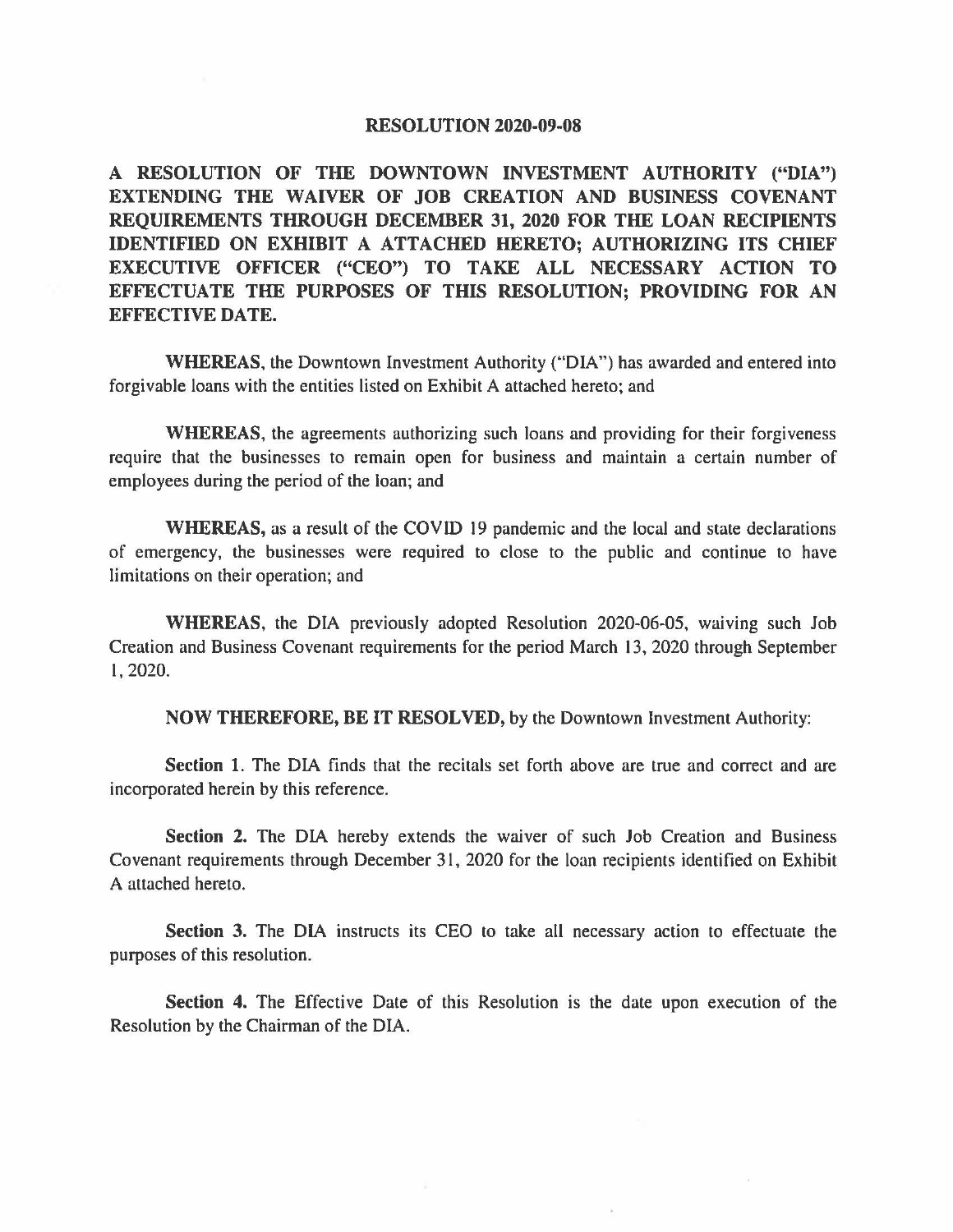# RESOLUTION 2020-09-08

**A RESOLUTION OF THE DOWNTOWN INVESTMENT AUTHORITY ("DIA") EXTENDING THE WAIVER OF JOB CREATION AND BUSINESS COVENANT REQUIREMENTS THROUGH DECEMBER 31, 2020 FOR THE LOAN RECIPIENTS IDENTIFIED ON EXHIBIT A ATTACHED HERETO; AUTHORIZING ITS CHIEF EXECUTIVE OFFICER ("CEO") TO TAKE ALL NECESSARY ACTION TO EFFECTUATE THE PURPOSES OF THIS RESOLUTION; PROVIDING FOR AN EFFECTIVE DATE.**

**WHEREAS**, the Downtown Investment Authority ("DIA") has awarded and entered into forgivable loans with the entities listed on Exhibit A attached hereto; and

**WHEREAS**, the agreements authorizing such loans and providing for their forgiveness require that the businesses to remain open for business and maintain a certain number of employees during the period of the loan; and

**WHEREAS**, as a result of the COVID 19 pandemic and the local and state declarations of emergency, the businesses were required to close to the public and continue to have limitations on their operation; and

**WHEREAS**, the DIA previously adopted Resolution 2020-06-05, waiving such Job Creation and Business Covenant requirements for the period March 13, 2020 through September 1, 2020.

**NOW THEREFORE, BE IT RESOLVED**, by the Downtown Investment Authority:

**Section 1.** The DIA finds that the recitals set forth above are true and correct and are incorporated herein by this reference.

**Section 2.** The DIA hereby extends the waiver of such Job Creation and Business Covenant requirements through December 31, 2020 for the loan recipients identified on Exhibit A attached hereto.

**Section 3.** The DIA instructs its CEO to take all necessary action to effectuate the purposes of this resolution.

**Section 4.** The Effective Date of this Resolution is the date upon execution of the Resolution by the Chairman of the DIA.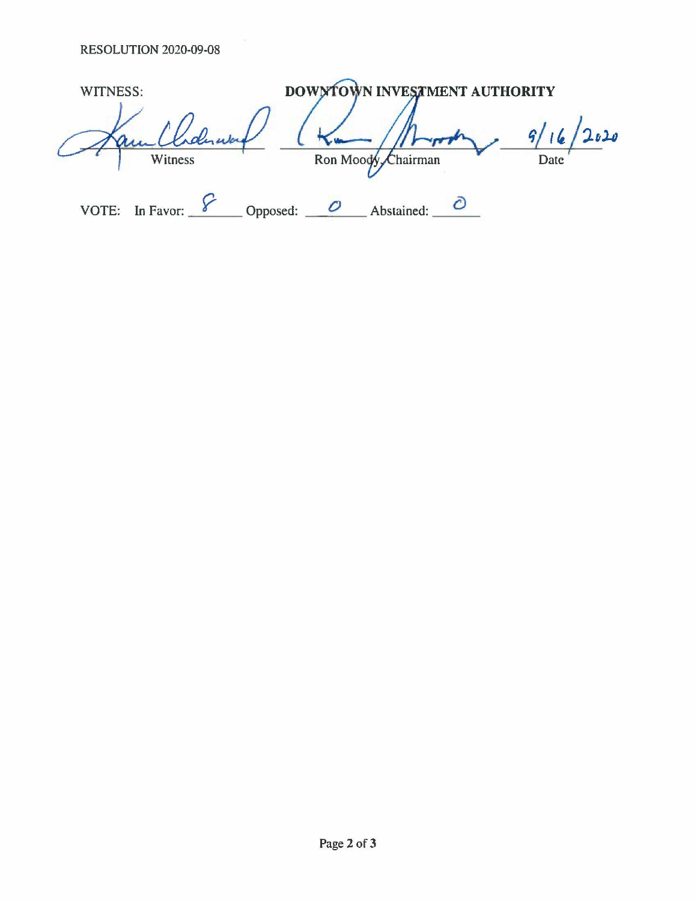RESOLUTION 2020-09-08

WITNESS: **DOWNTOWN INVESTMENT AUTHORITY**

| | | |
|---|---|---|
| *[signature]* | *[signature]* | 9/16/2020 |
| Witness | Ron Moody, Chairman | Date |

VOTE: In Favor: 8 Opposed: 0 Abstained: 0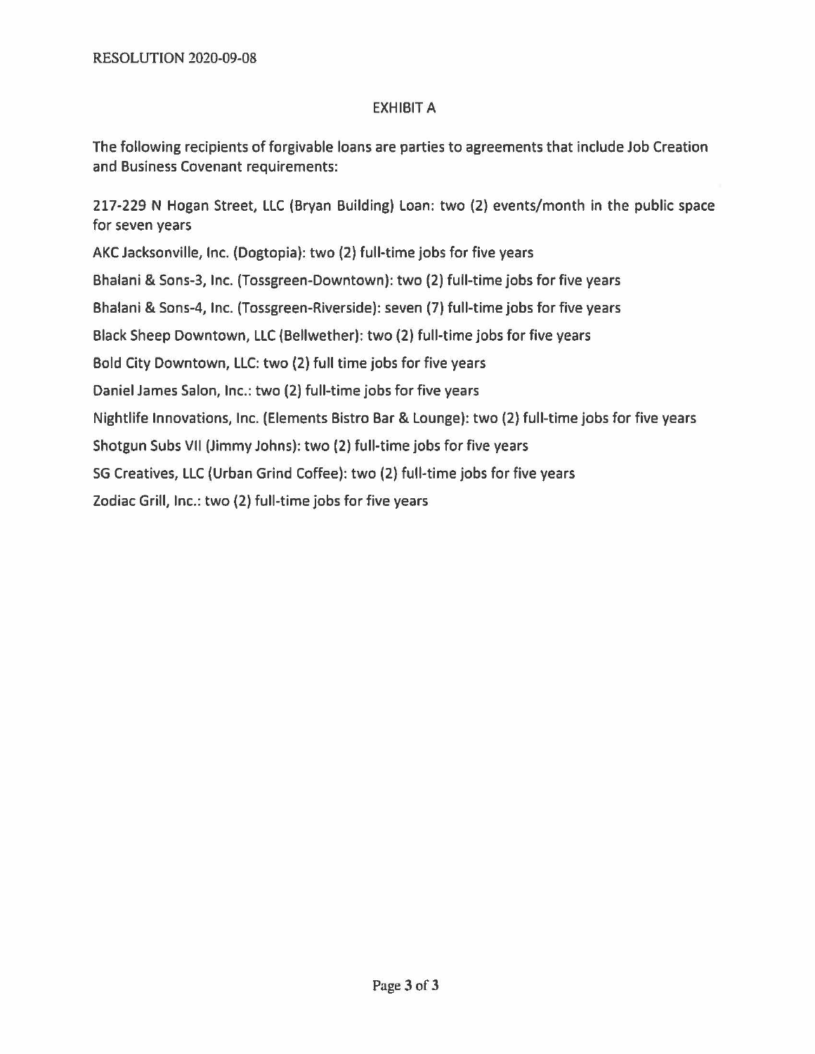RESOLUTION 2020-09-08

## EXHIBIT A

The following recipients of forgivable loans are parties to agreements that include Job Creation and Business Covenant requirements:

217-229 N Hogan Street, LLC (Bryan Building) Loan: two (2) events/month in the public space for seven years

AKC Jacksonville, Inc. (Dogtopia): two (2) full-time jobs for five years

Bhalani & Sons-3, Inc. (Tossgreen-Downtown): two (2) full-time jobs for five years

Bhalani & Sons-4, Inc. (Tossgreen-Riverside): seven (7) full-time jobs for five years

Black Sheep Downtown, LLC (Bellwether): two (2) full-time jobs for five years

Bold City Downtown, LLC: two (2) full time jobs for five years

Daniel James Salon, Inc.: two (2) full-time jobs for five years

Nightlife Innovations, Inc. (Elements Bistro Bar & Lounge): two (2) full-time jobs for five years

Shotgun Subs VII (Jimmy Johns): two (2) full-time jobs for five years

SG Creatives, LLC (Urban Grind Coffee): two (2) full-time jobs for five years

Zodiac Grill, Inc.: two (2) full-time jobs for five years